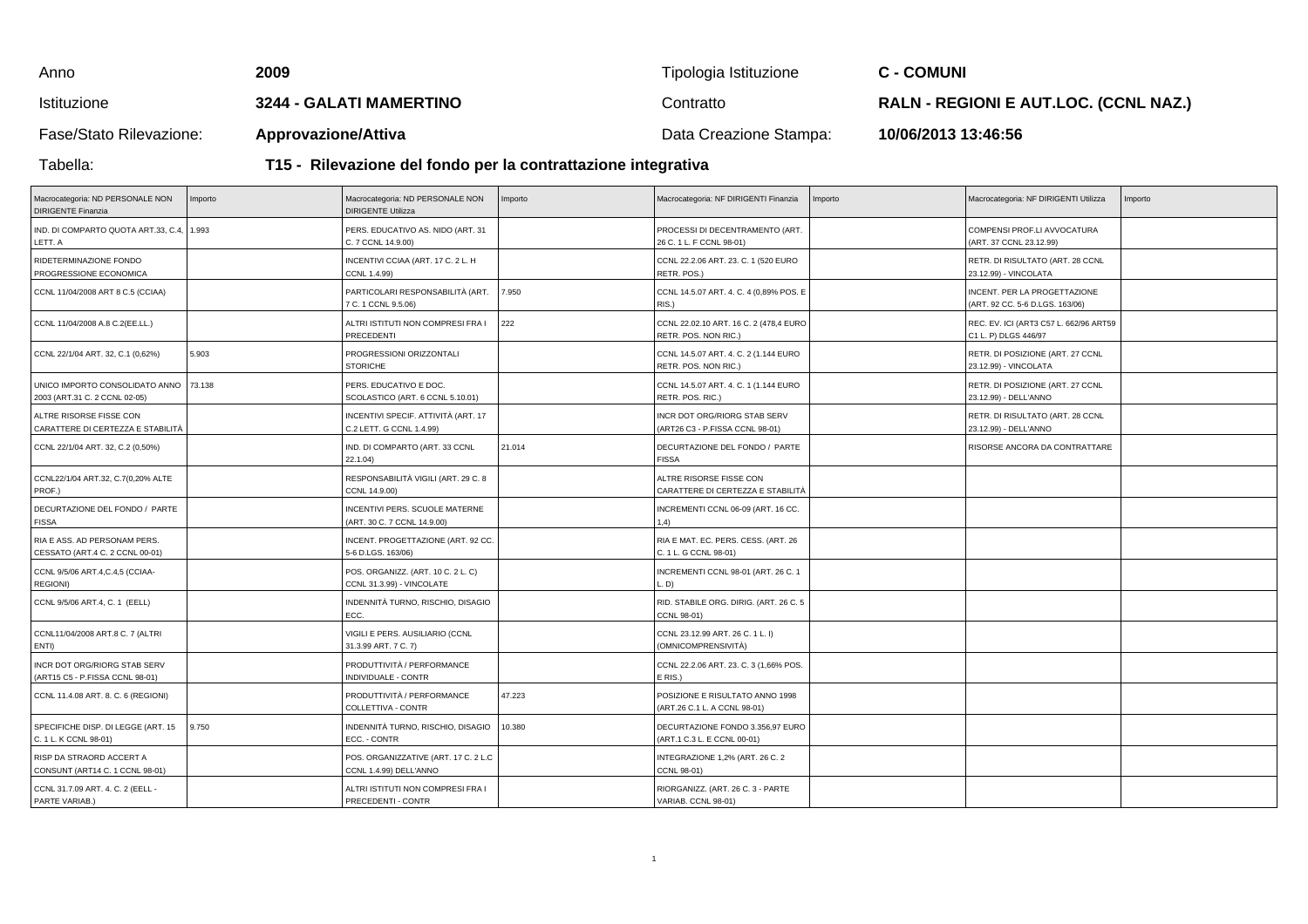| Anno | **2009** | Tipologia Istituzione | **C - COMUNI** |
|---|---|---|---|
| Istituzione | **3244 - GALATI MAMERTINO** | Contratto | **RALN - REGIONI E AUT.LOC. (CCNL NAZ.)** |
| Fase/Stato Rilevazione: | **Approvazione/Attiva** | Data Creazione Stampa: | **10/06/2013 13:46:56** |

Tabella: **T15 - Rilevazione del fondo per la contrattazione integrativa**

| Macrocategoria: ND PERSONALE NON DIRIGENTE Finanzia | Importo | Macrocategoria: ND PERSONALE NON DIRIGENTE Utilizza | Importo | Macrocategoria: NF DIRIGENTI Finanzia | Importo | Macrocategoria: NF DIRIGENTI Utilizza | Importo |
|---|---|---|---|---|---|---|---|
| IND. DI COMPARTO QUOTA ART.33, C.4, LETT. A | 1.993 | PERS. EDUCATIVO AS. NIDO (ART. 31 C. 7 CCNL 14.9.00) | | PROCESSI DI DECENTRAMENTO (ART. 26 C. 1 L. F CCNL 98-01) | | COMPENSI PROF.LI AVVOCATURA (ART. 37 CCNL 23.12.99) | |
| RIDETERMINAZIONE FONDO PROGRESSIONE ECONOMICA | | INCENTIVI CCIAA (ART. 17 C. 2 L. H CCNL 1.4.99) | | CCNL 22.2.06 ART. 23. C. 1 (520 EURO RETR. POS.) | | RETR. DI RISULTATO (ART. 28 CCNL 23.12.99) - VINCOLATA | |
| CCNL 11/04/2008 ART 8 C.5 (CCIAA) | | PARTICOLARI RESPONSABILITÀ (ART. 7 C. 1 CCNL 9.5.06) | 7.950 | CCNL 14.5.07 ART. 4. C. 4 (0,89% POS. E RIS.) | | INCENT. PER LA PROGETTAZIONE (ART. 92 CC. 5-6 D.LGS. 163/06) | |
| CCNL 11/04/2008 A.8 C.2(EE.LL.) | | ALTRI ISTITUTI NON COMPRESI FRA I PRECEDENTI | 222 | CCNL 22.02.10 ART. 16 C. 2 (478,4 EURO RETR. POS. NON RIC.) | | REC. EV. ICI (ART3 C57 L. 662/96 ART59 C1 L. P) DLGS 446/97 | |
| CCNL 22/1/04 ART. 32, C.1 (0,62%) | 5.903 | PROGRESSIONI ORIZZONTALI STORICHE | | CCNL 14.5.07 ART. 4. C. 2 (1.144 EURO RETR. POS. NON RIC.) | | RETR. DI POSIZIONE (ART. 27 CCNL 23.12.99) - VINCOLATA | |
| UNICO IMPORTO CONSOLIDATO ANNO 2003 (ART.31 C. 2 CCNL 02-05) | 73.138 | PERS. EDUCATIVO E DOC. SCOLASTICO (ART. 6 CCNL 5.10.01) | | CCNL 14.5.07 ART. 4. C. 1 (1.144 EURO RETR. POS. RIC.) | | RETR. DI POSIZIONE (ART. 27 CCNL 23.12.99) - DELL'ANNO | |
| ALTRE RISORSE FISSE CON CARATTERE DI CERTEZZA E STABILITÀ | | INCENTIVI SPECIF. ATTIVITÀ (ART. 17 C.2 LETT. G CCNL 1.4.99) | | INCR DOT ORG/RIORG STAB SERV (ART26 C3 - P.FISSA CCNL 98-01) | | RETR. DI RISULTATO (ART. 28 CCNL 23.12.99) - DELL'ANNO | |
| CCNL 22/1/04 ART. 32, C.2 (0,50%) | | IND. DI COMPARTO (ART. 33 CCNL 22.1.04) | 21.014 | DECURTAZIONE DEL FONDO / PARTE FISSA | | RISORSE ANCORA DA CONTRATTARE | |
| CCNL22/1/04 ART.32, C.7(0,20% ALTE PROF.) | | RESPONSABILITÀ VIGILI (ART. 29 C. 8 CCNL 14.9.00) | | ALTRE RISORSE FISSE CON CARATTERE DI CERTEZZA E STABILITÀ | | | |
| DECURTAZIONE DEL FONDO / PARTE FISSA | | INCENTIVI PERS. SCUOLE MATERNE (ART. 30 C. 7 CCNL 14.9.00) | | INCREMENTI CCNL 06-09 (ART. 16 CC. 1,4) | | | |
| RIA E ASS. AD PERSONAM PERS. CESSATO (ART.4 C. 2 CCNL 00-01) | | INCENT. PROGETTAZIONE (ART. 92 CC. 5-6 D.LGS. 163/06) | | RIA E MAT. EC. PERS. CESS. (ART. 26 C. 1 L. G CCNL 98-01) | | | |
| CCNL 9/5/06 ART.4,C.4,5 (CCIAA-REGIONI) | | POS. ORGANIZZ. (ART. 10 C. 2 L. C) CCNL 31.3.99) - VINCOLATE | | INCREMENTI CCNL 98-01 (ART. 26 C. 1 L. D) | | | |
| CCNL 9/5/06 ART.4, C. 1 (EELL) | | INDENNITÀ TURNO, RISCHIO, DISAGIO ECC. | | RID. STABILE ORG. DIRIG. (ART. 26 C. 5 CCNL 98-01) | | | |
| CCNL11/04/2008 ART.8 C. 7 (ALTRI ENTI) | | VIGILI E PERS. AUSILIARIO (CCNL 31.3.99 ART. 7 C. 7) | | CCNL 23.12.99 ART. 26 C. 1 L. I) (OMNICOMPRENSIVITÀ) | | | |
| INCR DOT ORG/RIORG STAB SERV (ART15 C5 - P.FISSA CCNL 98-01) | | PRODUTTIVITÀ / PERFORMANCE INDIVIDUALE - CONTR | | CCNL 22.2.06 ART. 23. C. 3 (1,66% POS. E RIS.) | | | |
| CCNL 11.4.08 ART. 8. C. 6 (REGIONI) | | PRODUTTIVITÀ / PERFORMANCE COLLETTIVA - CONTR | 47.223 | POSIZIONE E RISULTATO ANNO 1998 (ART.26 C.1 L. A CCNL 98-01) | | | |
| SPECIFICHE DISP. DI LEGGE (ART. 15 C. 1 L. K CCNL 98-01) | 9.750 | INDENNITÀ TURNO, RISCHIO, DISAGIO ECC. - CONTR | 10.380 | DECURTAZIONE FONDO 3.356,97 EURO (ART.1 C.3 L. E CCNL 00-01) | | | |
| RISP DA STRAORD ACCERT A CONSUNT (ART14 C. 1 CCNL 98-01) | | POS. ORGANIZZATIVE (ART. 17 C. 2 L.C CCNL 1.4.99) DELL'ANNO | | INTEGRAZIONE 1,2% (ART. 26 C. 2 CCNL 98-01) | | | |
| CCNL 31.7.09 ART. 4. C. 2 (EELL - PARTE VARIAB.) | | ALTRI ISTITUTI NON COMPRESI FRA I PRECEDENTI - CONTR | | RIORGANIZZ. (ART. 26 C. 3 - PARTE VARIAB. CCNL 98-01) | | | |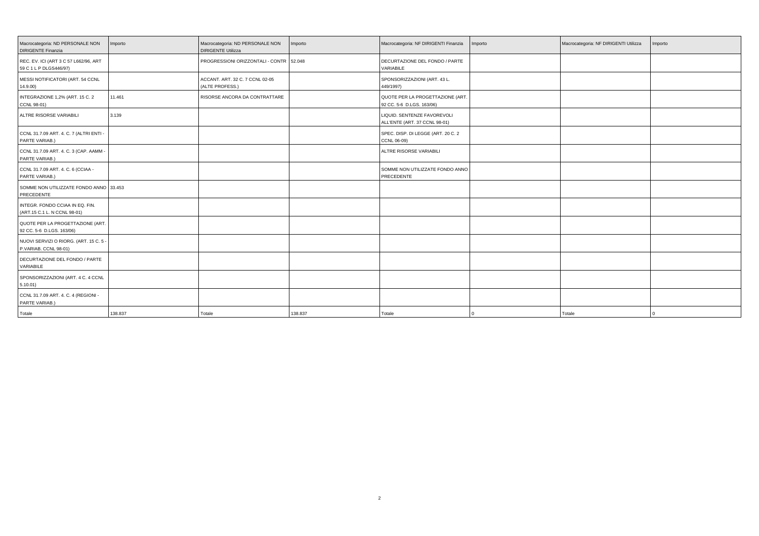| Macrocategoria: ND PERSONALE NON DIRIGENTE Finanzia | Importo | Macrocategoria: ND PERSONALE NON DIRIGENTE Utilizza | Importo | Macrocategoria: NF DIRIGENTI Finanzia | Importo | Macrocategoria: NF DIRIGENTI Utilizza | Importo |
|---|---|---|---|---|---|---|---|
| REC. EV. ICI (ART 3 C 57 L662/96, ART 59 C 1 L P DLGS446/97) | | PROGRESSIONI ORIZZONTALI - CONTR | 52.048 | DECURTAZIONE DEL FONDO / PARTE VARIABILE | | | |
| MESSI NOTIFICATORI (ART. 54 CCNL 14.9.00) | | ACCANT. ART. 32 C. 7 CCNL 02-05 (ALTE PROFESS.) | | SPONSORIZZAZIONI (ART. 43 L. 449/1997) | | | |
| INTEGRAZIONE 1,2% (ART. 15 C. 2 CCNL 98-01) | 11.461 | RISORSE ANCORA DA CONTRATTARE | | QUOTE PER LA PROGETTAZIONE (ART. 92 CC. 5-6 D.LGS. 163/06) | | | |
| ALTRE RISORSE VARIABILI | 3.139 | | | LIQUID. SENTENZE FAVOREVOLI ALL'ENTE (ART. 37 CCNL 98-01) | | | |
| CCNL 31.7.09 ART. 4. C. 7 (ALTRI ENTI - PARTE VARIAB.) | | | | SPEC. DISP. DI LEGGE (ART. 20 C. 2 CCNL 06-09) | | | |
| CCNL 31.7.09 ART. 4. C. 3 (CAP. AAMM - PARTE VARIAB.) | | | | ALTRE RISORSE VARIABILI | | | |
| CCNL 31.7.09 ART. 4. C. 6 (CCIAA - PARTE VARIAB.) | | | | SOMME NON UTILIZZATE FONDO ANNO PRECEDENTE | | | |
| SOMME NON UTILIZZATE FONDO ANNO PRECEDENTE | 33.453 | | | | | | |
| INTEGR. FONDO CCIAA IN EQ. FIN. (ART.15 C.1 L. N CCNL 98-01) | | | | | | | |
| QUOTE PER LA PROGETTAZIONE (ART. 92 CC. 5-6 D.LGS. 163/06) | | | | | | | |
| NUOVI SERVIZI O RIORG. (ART. 15 C. 5 - P.VARIAB. CCNL 98-01) | | | | | | | |
| DECURTAZIONE DEL FONDO / PARTE VARIABILE | | | | | | | |
| SPONSORIZZAZIONI (ART. 4 C. 4 CCNL 5.10.01) | | | | | | | |
| CCNL 31.7.09 ART. 4. C. 4 (REGIONI - PARTE VARIAB.) | | | | | | | |
| Totale | 138.837 | Totale | 138.837 | Totale | 0 | Totale | 0 |